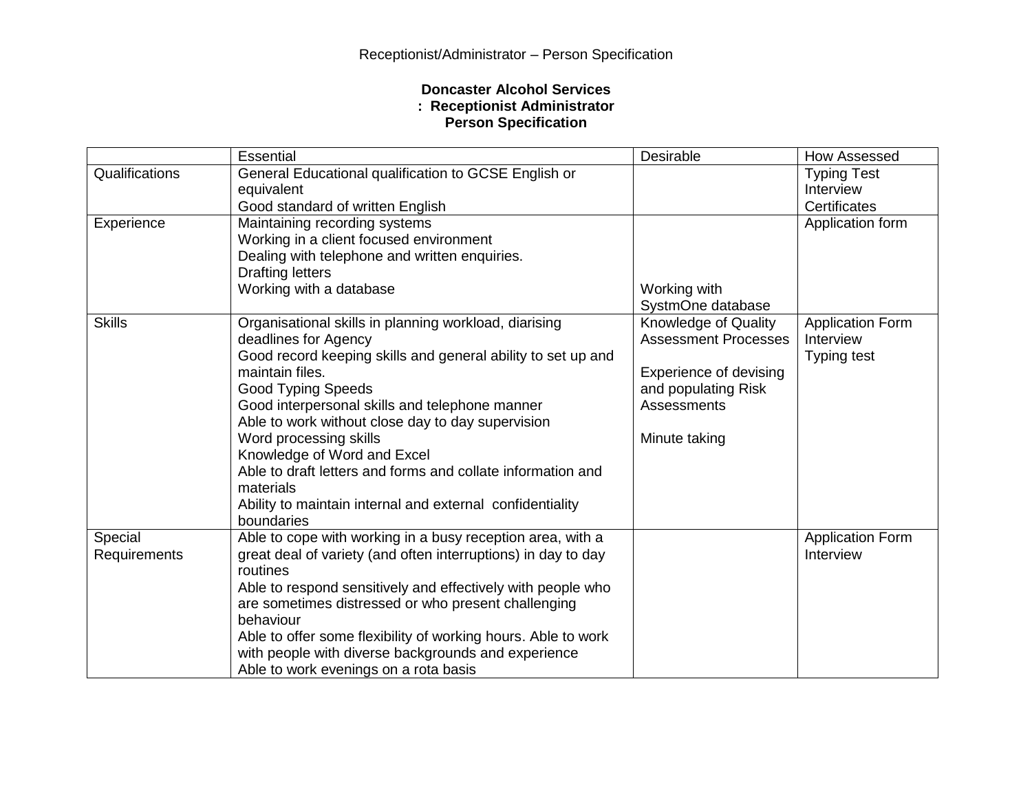Receptionist/Administrator – Person Specification

**Doncaster Alcohol Services**
**: Receptionist Administrator**
**Person Specification**

| | Essential | Desirable | How Assessed |
|---|---|---|---|
| Qualifications | General Educational qualification to GCSE English or equivalent<br>Good standard of written English | | Typing Test<br>Interview<br>Certificates |
| Experience | Maintaining recording systems<br>Working in a client focused environment<br>Dealing with telephone and written enquiries.<br>Drafting letters<br>Working with a database | Working with SystmOne database | Application form |
| Skills | Organisational skills in planning workload, diarising deadlines for Agency<br>Good record keeping skills and general ability to set up and maintain files.<br>Good Typing Speeds<br>Good interpersonal skills and telephone manner<br>Able to work without close day to day supervision<br>Word processing skills<br>Knowledge of Word and Excel<br>Able to draft letters and forms and collate information and materials<br>Ability to maintain internal and external confidentiality boundaries | Knowledge of Quality Assessment Processes<br><br>Experience of devising and populating Risk Assessments<br><br>Minute taking | Application Form<br>Interview<br>Typing test |
| Special Requirements | Able to cope with working in a busy reception area, with a great deal of variety (and often interruptions) in day to day routines<br>Able to respond sensitively and effectively with people who are sometimes distressed or who present challenging behaviour<br>Able to offer some flexibility of working hours. Able to work with people with diverse backgrounds and experience<br>Able to work evenings on a rota basis | | Application Form<br>Interview |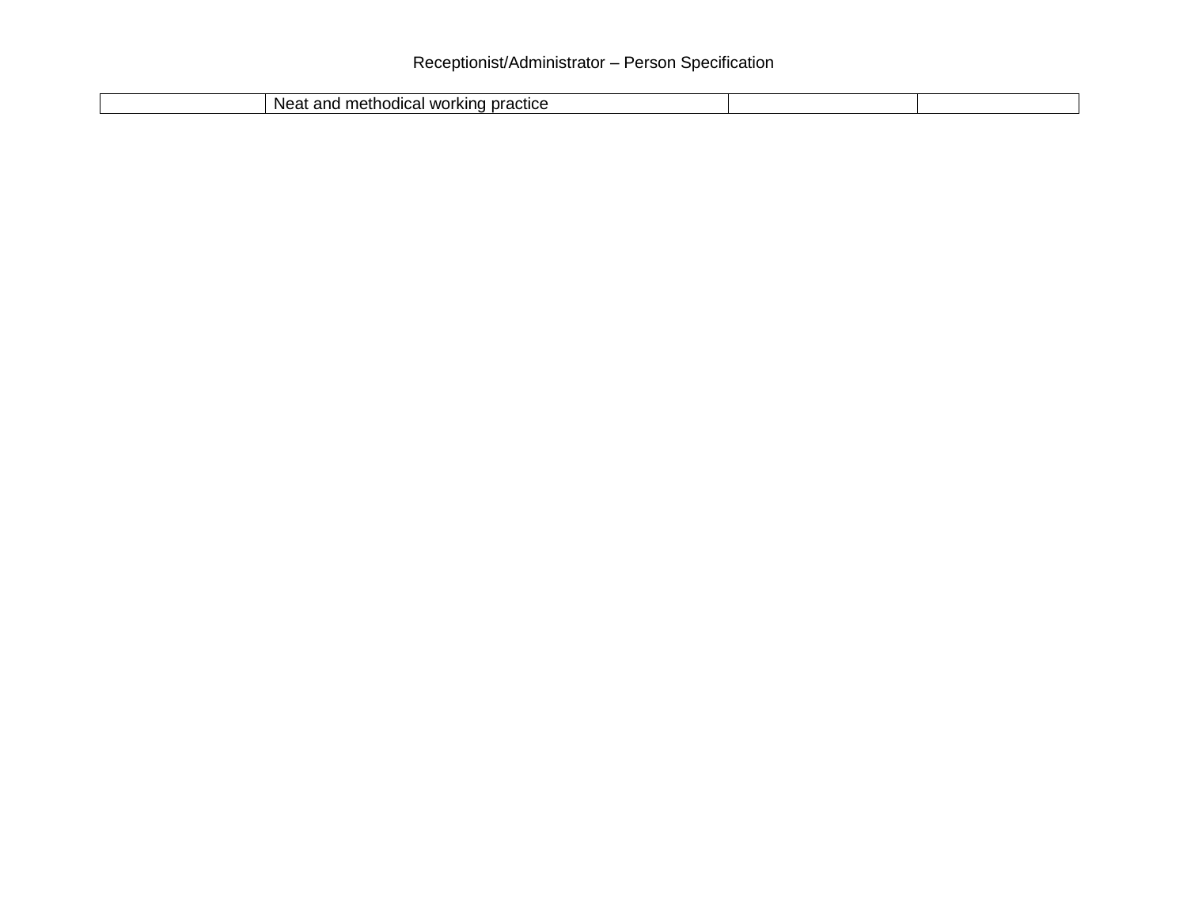| | | | |
|---|---|---|---|
| | Neat and methodical working practice | | |